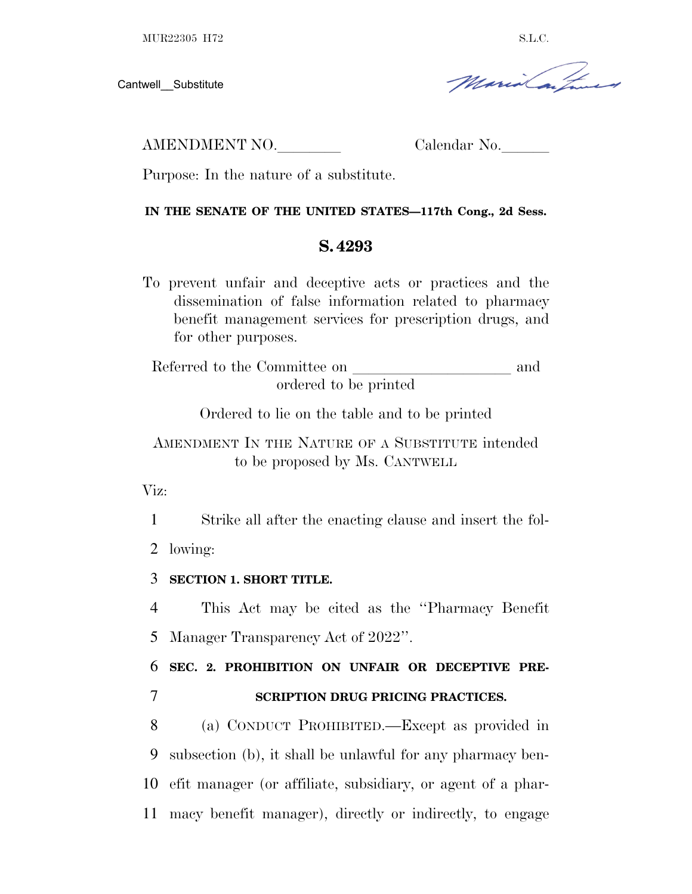MUR22305 H72 S.L.C.

Cantwell__Substitute

AMENDMENT NO.________ Calendar No.______

Purpose: In the nature of a substitute.

**IN THE SENATE OF THE UNITED STATES—117th Cong., 2d Sess.**

# S. 4293

To prevent unfair and deceptive acts or practices and the dissemination of false information related to pharmacy benefit management services for prescription drugs, and for other purposes.

Referred to the Committee on ____________________ and ordered to be printed

Ordered to lie on the table and to be printed

AMENDMENT IN THE NATURE OF A SUBSTITUTE intended to be proposed by Ms. CANTWELL

Viz:

1 Strike all after the enacting clause and insert the fol-
2 lowing:

3 **SECTION 1. SHORT TITLE.**

4 This Act may be cited as the "Pharmacy Benefit
5 Manager Transparency Act of 2022".

6 **SEC. 2. PROHIBITION ON UNFAIR OR DECEPTIVE PRE-**
7 **SCRIPTION DRUG PRICING PRACTICES.**

8 (a) CONDUCT PROHIBITED.—Except as provided in
9 subsection (b), it shall be unlawful for any pharmacy ben-
10 efit manager (or affiliate, subsidiary, or agent of a phar-
11 macy benefit manager), directly or indirectly, to engage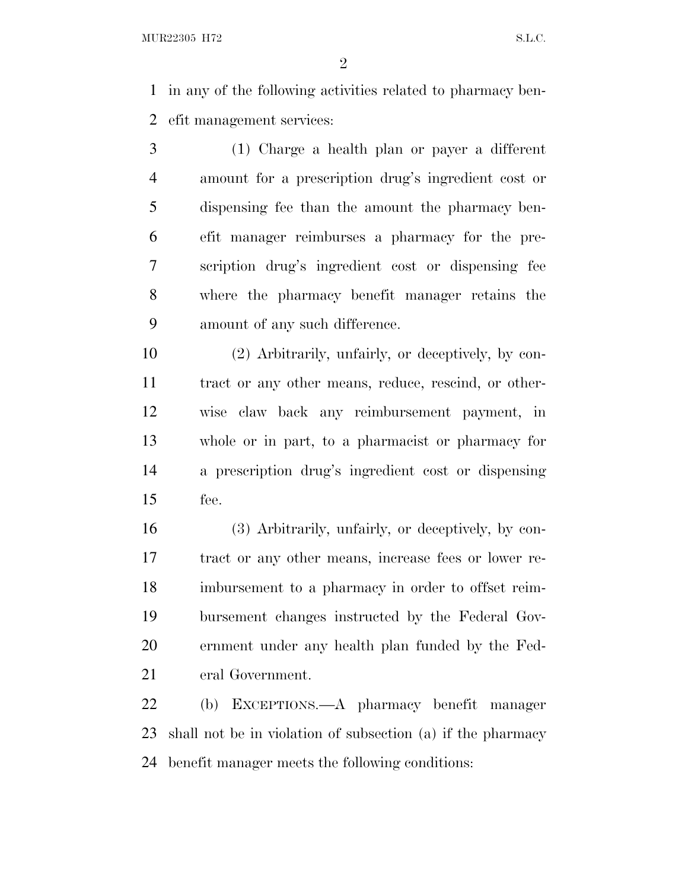in any of the following activities related to pharmacy benefit management services:

(1) Charge a health plan or payer a different amount for a prescription drug's ingredient cost or dispensing fee than the amount the pharmacy benefit manager reimburses a pharmacy for the prescription drug's ingredient cost or dispensing fee where the pharmacy benefit manager retains the amount of any such difference.

(2) Arbitrarily, unfairly, or deceptively, by contract or any other means, reduce, rescind, or otherwise claw back any reimbursement payment, in whole or in part, to a pharmacist or pharmacy for a prescription drug's ingredient cost or dispensing fee.

(3) Arbitrarily, unfairly, or deceptively, by contract or any other means, increase fees or lower reimbursement to a pharmacy in order to offset reimbursement changes instructed by the Federal Government under any health plan funded by the Federal Government.

(b) EXCEPTIONS.—A pharmacy benefit manager shall not be in violation of subsection (a) if the pharmacy benefit manager meets the following conditions: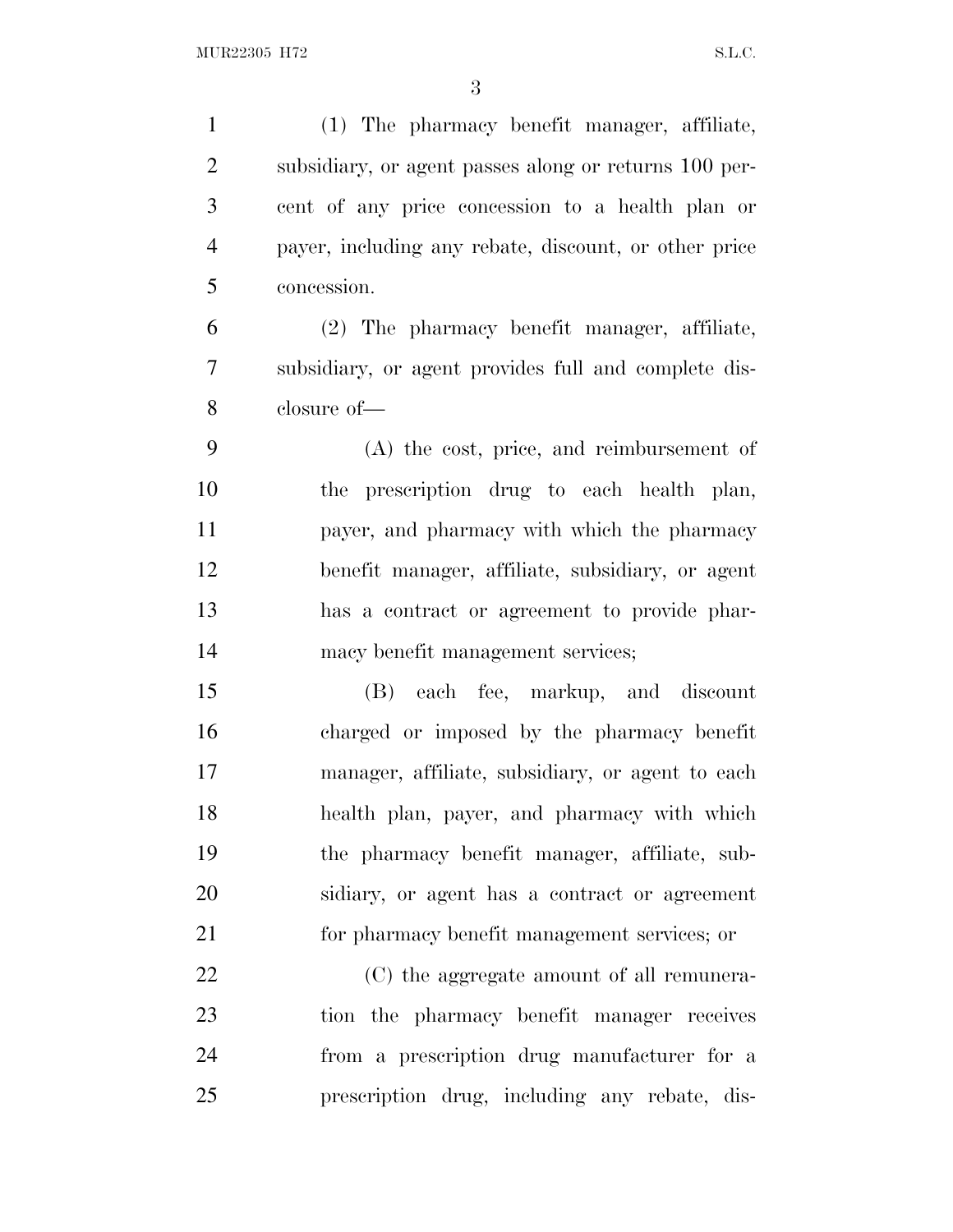(1) The pharmacy benefit manager, affiliate, subsidiary, or agent passes along or returns 100 percent of any price concession to a health plan or payer, including any rebate, discount, or other price concession.

(2) The pharmacy benefit manager, affiliate, subsidiary, or agent provides full and complete disclosure of—

(A) the cost, price, and reimbursement of the prescription drug to each health plan, payer, and pharmacy with which the pharmacy benefit manager, affiliate, subsidiary, or agent has a contract or agreement to provide pharmacy benefit management services;

(B) each fee, markup, and discount charged or imposed by the pharmacy benefit manager, affiliate, subsidiary, or agent to each health plan, payer, and pharmacy with which the pharmacy benefit manager, affiliate, subsidiary, or agent has a contract or agreement for pharmacy benefit management services; or

(C) the aggregate amount of all remuneration the pharmacy benefit manager receives from a prescription drug manufacturer for a prescription drug, including any rebate, dis-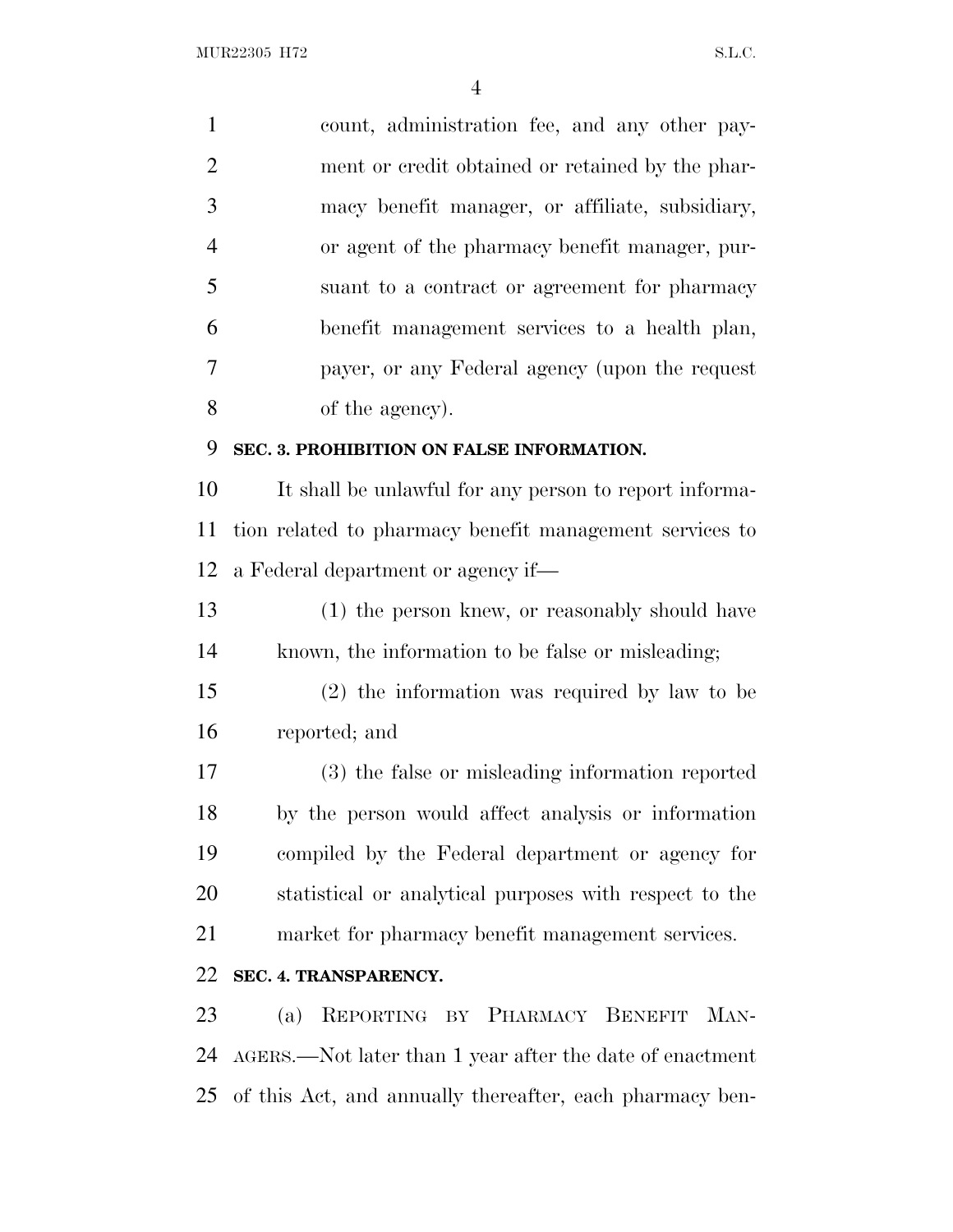count, administration fee, and any other payment or credit obtained or retained by the pharmacy benefit manager, or affiliate, subsidiary, or agent of the pharmacy benefit manager, pursuant to a contract or agreement for pharmacy benefit management services to a health plan, payer, or any Federal agency (upon the request of the agency).

**SEC. 3. PROHIBITION ON FALSE INFORMATION.**

It shall be unlawful for any person to report information related to pharmacy benefit management services to a Federal department or agency if—

(1) the person knew, or reasonably should have known, the information to be false or misleading;

(2) the information was required by law to be reported; and

(3) the false or misleading information reported by the person would affect analysis or information compiled by the Federal department or agency for statistical or analytical purposes with respect to the market for pharmacy benefit management services.

**SEC. 4. TRANSPARENCY.**

(a) REPORTING BY PHARMACY BENEFIT MANAGERS.—Not later than 1 year after the date of enactment of this Act, and annually thereafter, each pharmacy ben-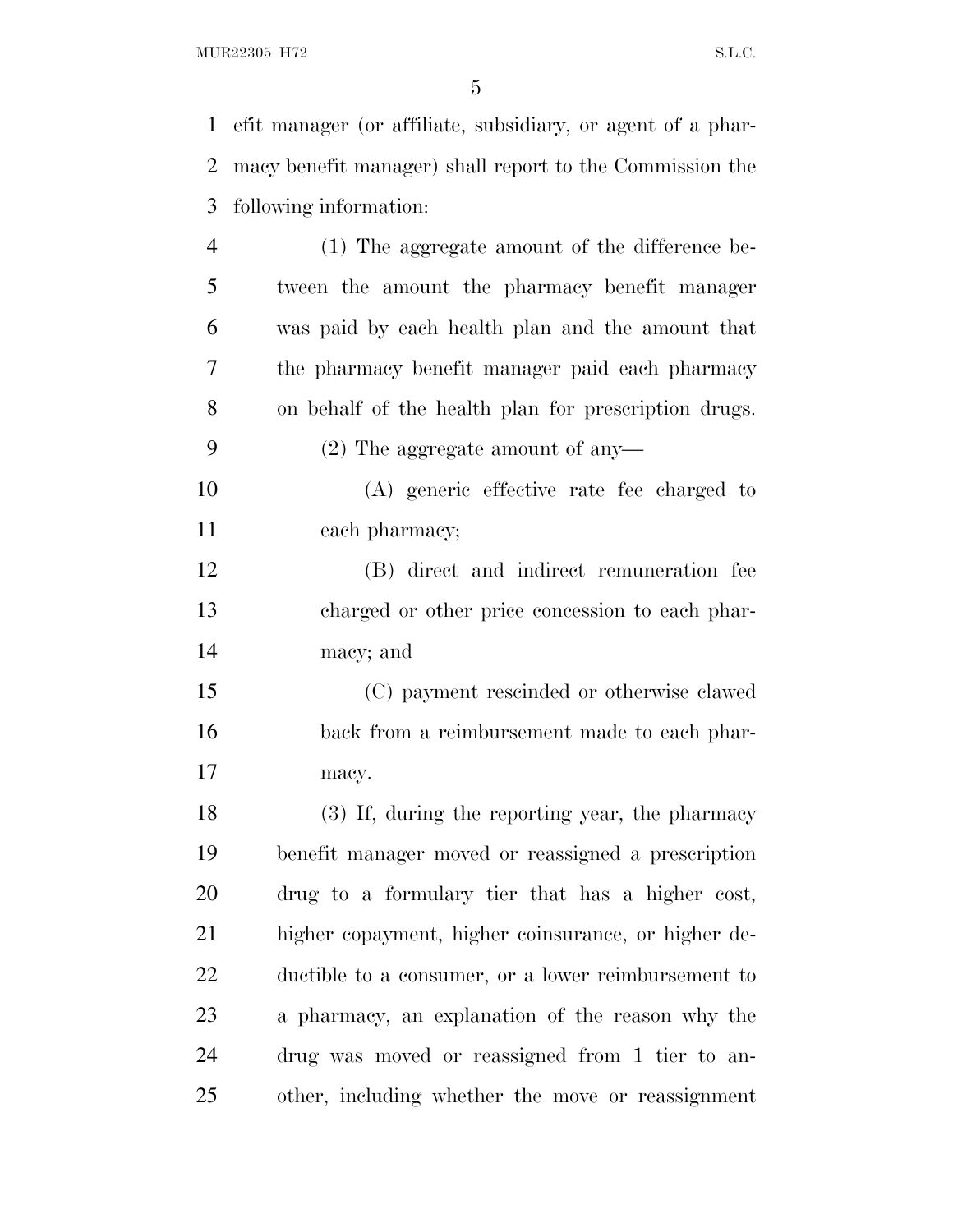efit manager (or affiliate, subsidiary, or agent of a pharmacy benefit manager) shall report to the Commission the following information:

(1) The aggregate amount of the difference between the amount the pharmacy benefit manager was paid by each health plan and the amount that the pharmacy benefit manager paid each pharmacy on behalf of the health plan for prescription drugs.

(2) The aggregate amount of any—

(A) generic effective rate fee charged to each pharmacy;

(B) direct and indirect remuneration fee charged or other price concession to each pharmacy; and

(C) payment rescinded or otherwise clawed back from a reimbursement made to each pharmacy.

(3) If, during the reporting year, the pharmacy benefit manager moved or reassigned a prescription drug to a formulary tier that has a higher cost, higher copayment, higher coinsurance, or higher deductible to a consumer, or a lower reimbursement to a pharmacy, an explanation of the reason why the drug was moved or reassigned from 1 tier to another, including whether the move or reassignment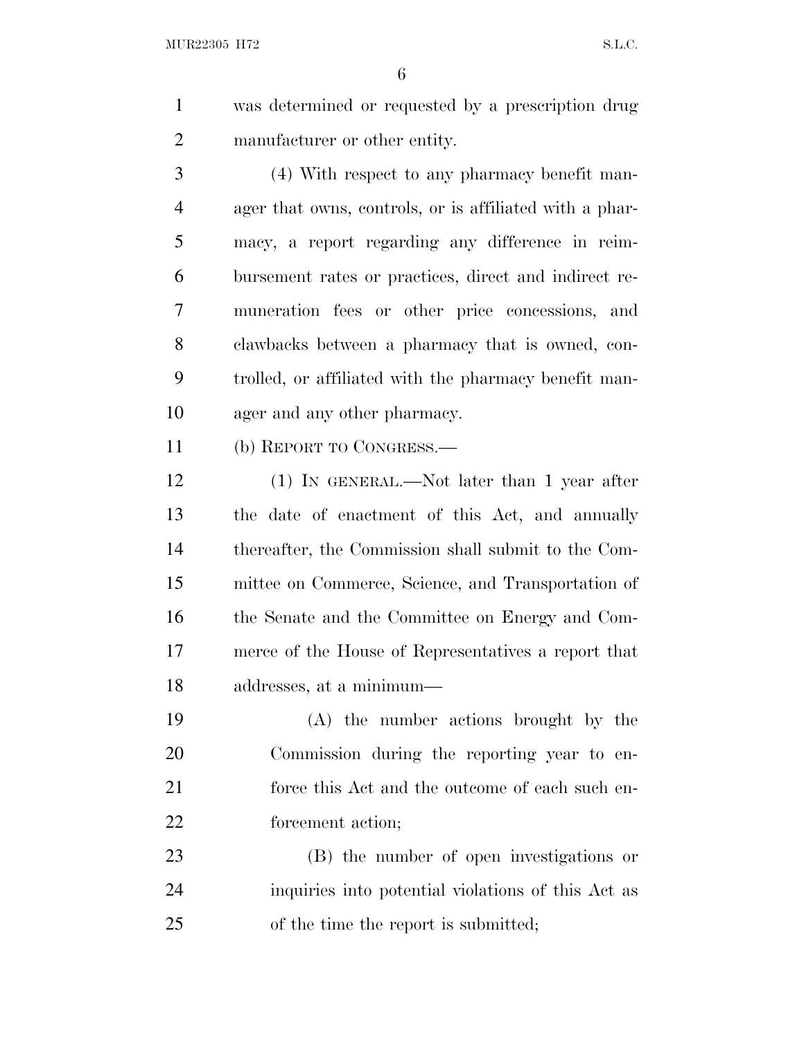was determined or requested by a prescription drug manufacturer or other entity.

(4) With respect to any pharmacy benefit manager that owns, controls, or is affiliated with a pharmacy, a report regarding any difference in reimbursement rates or practices, direct and indirect remuneration fees or other price concessions, and clawbacks between a pharmacy that is owned, controlled, or affiliated with the pharmacy benefit manager and any other pharmacy.

(b) REPORT TO CONGRESS.—

(1) IN GENERAL.—Not later than 1 year after the date of enactment of this Act, and annually thereafter, the Commission shall submit to the Committee on Commerce, Science, and Transportation of the Senate and the Committee on Energy and Commerce of the House of Representatives a report that addresses, at a minimum—

(A) the number actions brought by the Commission during the reporting year to enforce this Act and the outcome of each such enforcement action;

(B) the number of open investigations or inquiries into potential violations of this Act as of the time the report is submitted;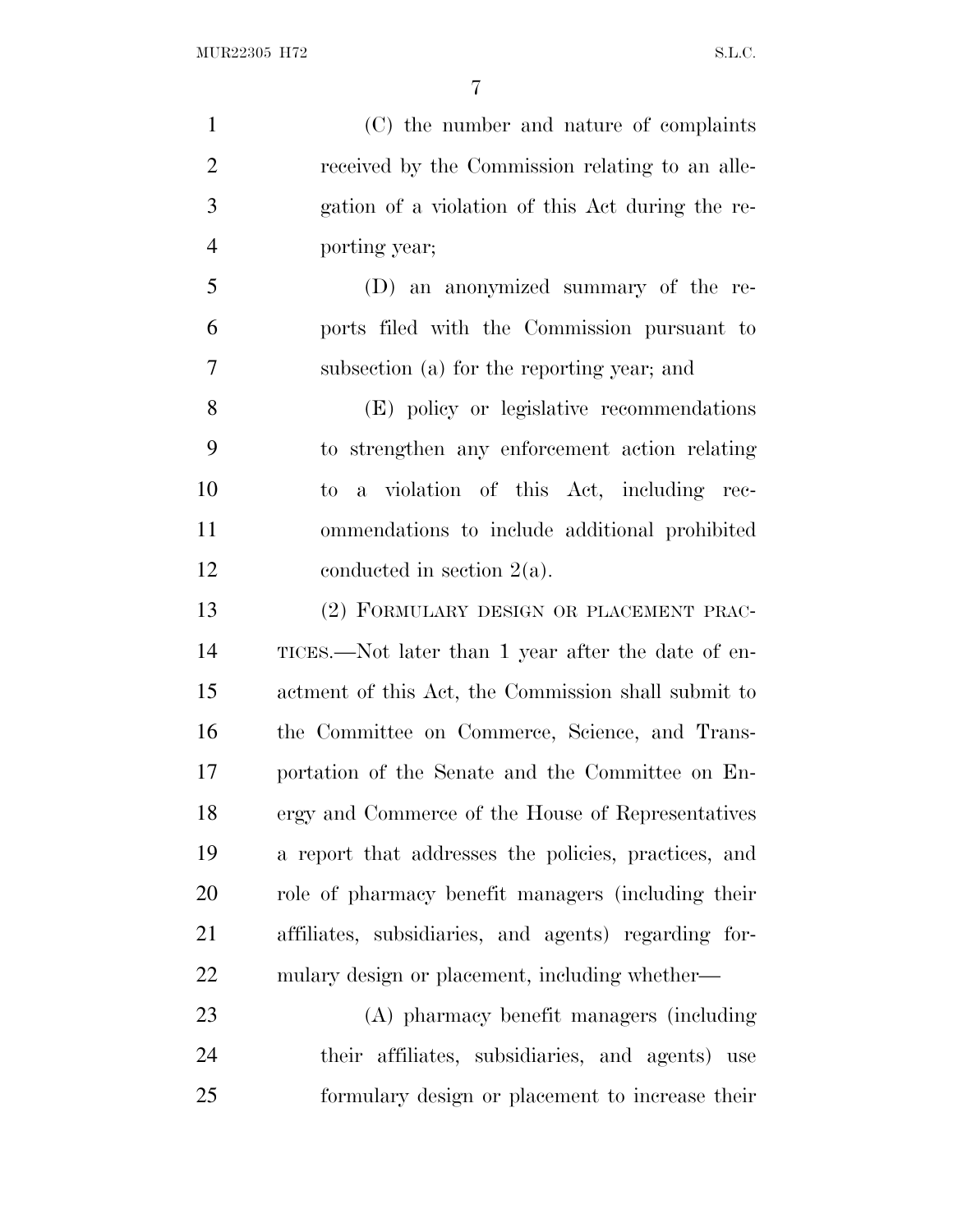(C) the number and nature of complaints received by the Commission relating to an allegation of a violation of this Act during the reporting year;

(D) an anonymized summary of the reports filed with the Commission pursuant to subsection (a) for the reporting year; and

(E) policy or legislative recommendations to strengthen any enforcement action relating to a violation of this Act, including recommendations to include additional prohibited conducted in section 2(a).

(2) FORMULARY DESIGN OR PLACEMENT PRACTICES.—Not later than 1 year after the date of enactment of this Act, the Commission shall submit to the Committee on Commerce, Science, and Transportation of the Senate and the Committee on Energy and Commerce of the House of Representatives a report that addresses the policies, practices, and role of pharmacy benefit managers (including their affiliates, subsidiaries, and agents) regarding formulary design or placement, including whether—

(A) pharmacy benefit managers (including their affiliates, subsidiaries, and agents) use formulary design or placement to increase their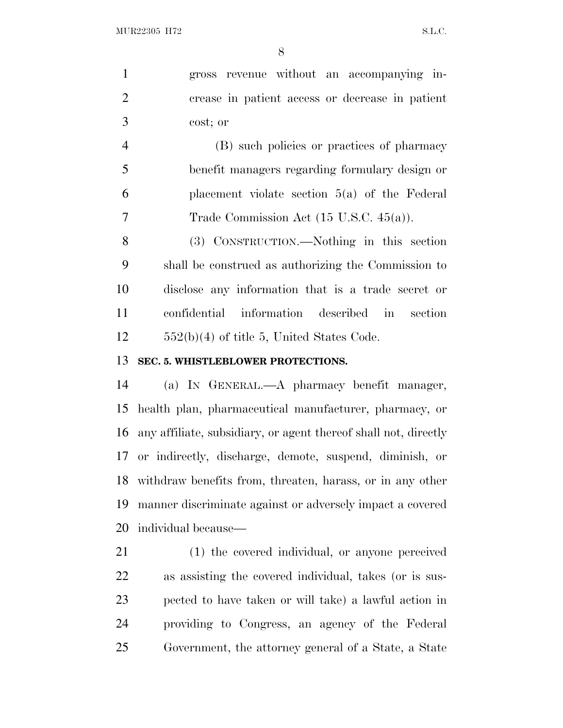gross revenue without an accompanying increase in patient access or decrease in patient cost; or

(B) such policies or practices of pharmacy benefit managers regarding formulary design or placement violate section 5(a) of the Federal Trade Commission Act (15 U.S.C. 45(a)).

(3) CONSTRUCTION.—Nothing in this section shall be construed as authorizing the Commission to disclose any information that is a trade secret or confidential information described in section 552(b)(4) of title 5, United States Code.

**SEC. 5. WHISTLEBLOWER PROTECTIONS.**

(a) IN GENERAL.—A pharmacy benefit manager, health plan, pharmaceutical manufacturer, pharmacy, or any affiliate, subsidiary, or agent thereof shall not, directly or indirectly, discharge, demote, suspend, diminish, or withdraw benefits from, threaten, harass, or in any other manner discriminate against or adversely impact a covered individual because—

(1) the covered individual, or anyone perceived as assisting the covered individual, takes (or is suspected to have taken or will take) a lawful action in providing to Congress, an agency of the Federal Government, the attorney general of a State, a State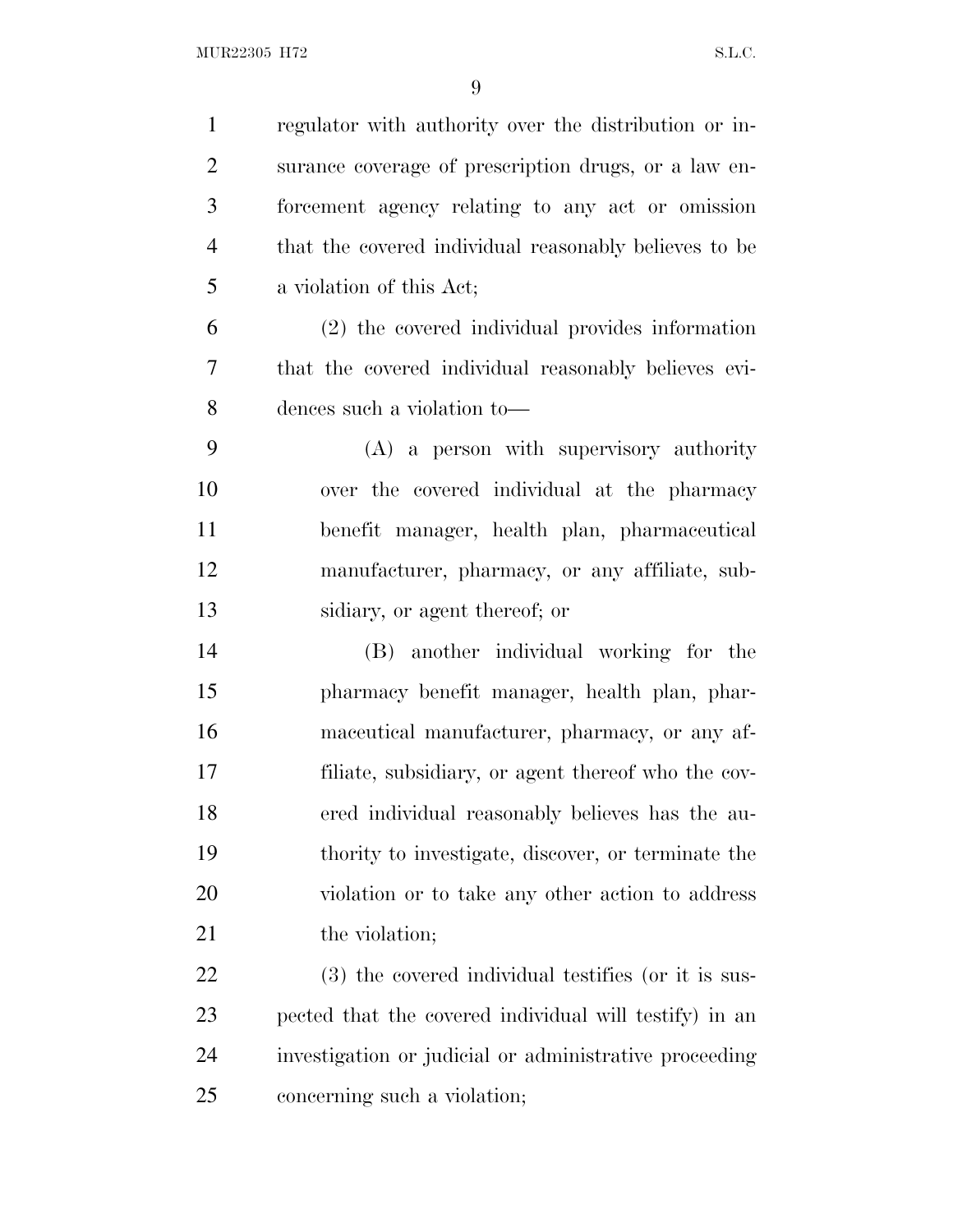regulator with authority over the distribution or insurance coverage of prescription drugs, or a law enforcement agency relating to any act or omission that the covered individual reasonably believes to be a violation of this Act;

(2) the covered individual provides information that the covered individual reasonably believes evidences such a violation to—

(A) a person with supervisory authority over the covered individual at the pharmacy benefit manager, health plan, pharmaceutical manufacturer, pharmacy, or any affiliate, subsidiary, or agent thereof; or

(B) another individual working for the pharmacy benefit manager, health plan, pharmaceutical manufacturer, pharmacy, or any affiliate, subsidiary, or agent thereof who the covered individual reasonably believes has the authority to investigate, discover, or terminate the violation or to take any other action to address the violation;

(3) the covered individual testifies (or it is suspected that the covered individual will testify) in an investigation or judicial or administrative proceeding concerning such a violation;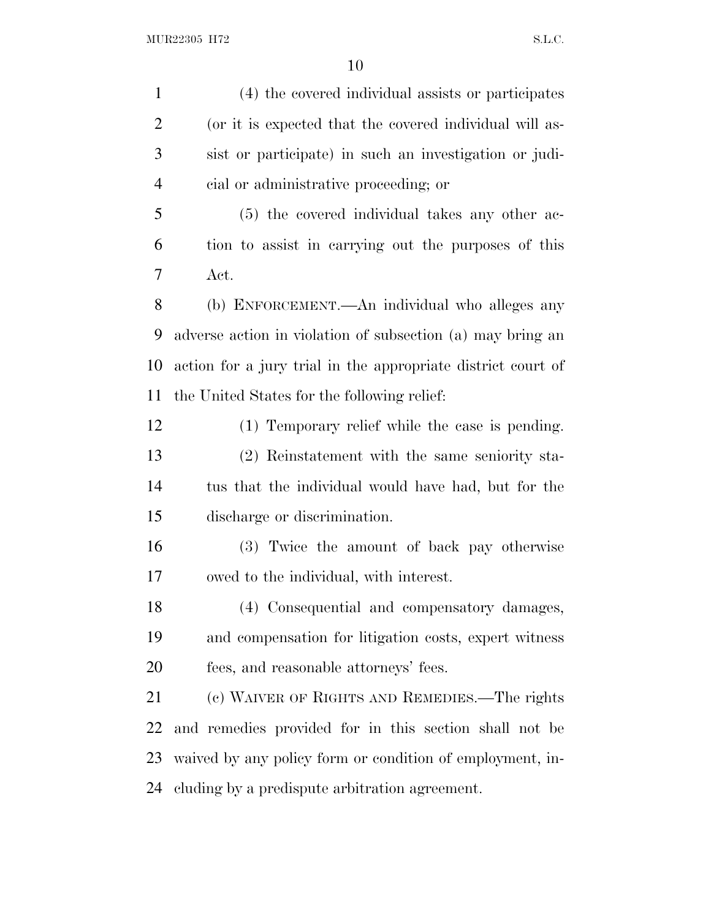(4) the covered individual assists or participates (or it is expected that the covered individual will assist or participate) in such an investigation or judicial or administrative proceeding; or

(5) the covered individual takes any other action to assist in carrying out the purposes of this Act.

(b) ENFORCEMENT.—An individual who alleges any adverse action in violation of subsection (a) may bring an action for a jury trial in the appropriate district court of the United States for the following relief:

(1) Temporary relief while the case is pending.

(2) Reinstatement with the same seniority status that the individual would have had, but for the discharge or discrimination.

(3) Twice the amount of back pay otherwise owed to the individual, with interest.

(4) Consequential and compensatory damages, and compensation for litigation costs, expert witness fees, and reasonable attorneys' fees.

(c) WAIVER OF RIGHTS AND REMEDIES.—The rights and remedies provided for in this section shall not be waived by any policy form or condition of employment, including by a predispute arbitration agreement.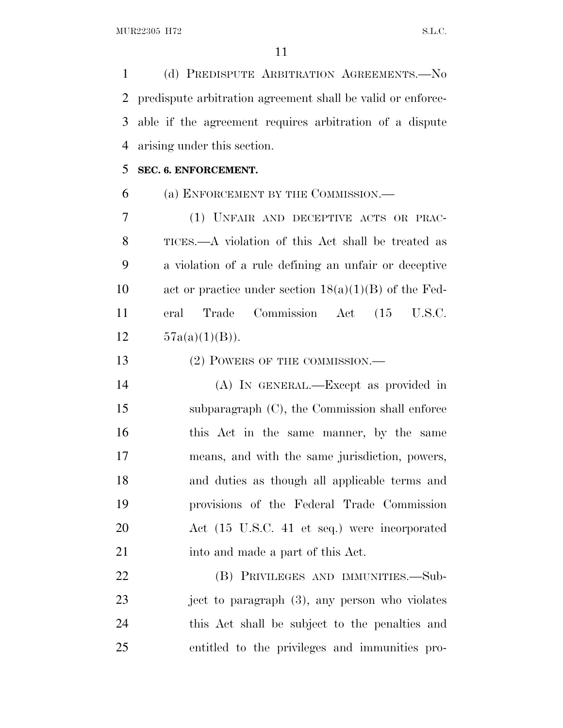(d) PREDISPUTE ARBITRATION AGREEMENTS.—No predispute arbitration agreement shall be valid or enforceable if the agreement requires arbitration of a dispute arising under this section.

**SEC. 6. ENFORCEMENT.**

(a) ENFORCEMENT BY THE COMMISSION.—

(1) UNFAIR AND DECEPTIVE ACTS OR PRACTICES.—A violation of this Act shall be treated as a violation of a rule defining an unfair or deceptive act or practice under section 18(a)(1)(B) of the Federal Trade Commission Act (15 U.S.C. 57a(a)(1)(B)).

(2) POWERS OF THE COMMISSION.—

(A) IN GENERAL.—Except as provided in subparagraph (C), the Commission shall enforce this Act in the same manner, by the same means, and with the same jurisdiction, powers, and duties as though all applicable terms and provisions of the Federal Trade Commission Act (15 U.S.C. 41 et seq.) were incorporated into and made a part of this Act.

(B) PRIVILEGES AND IMMUNITIES.—Subject to paragraph (3), any person who violates this Act shall be subject to the penalties and entitled to the privileges and immunities pro-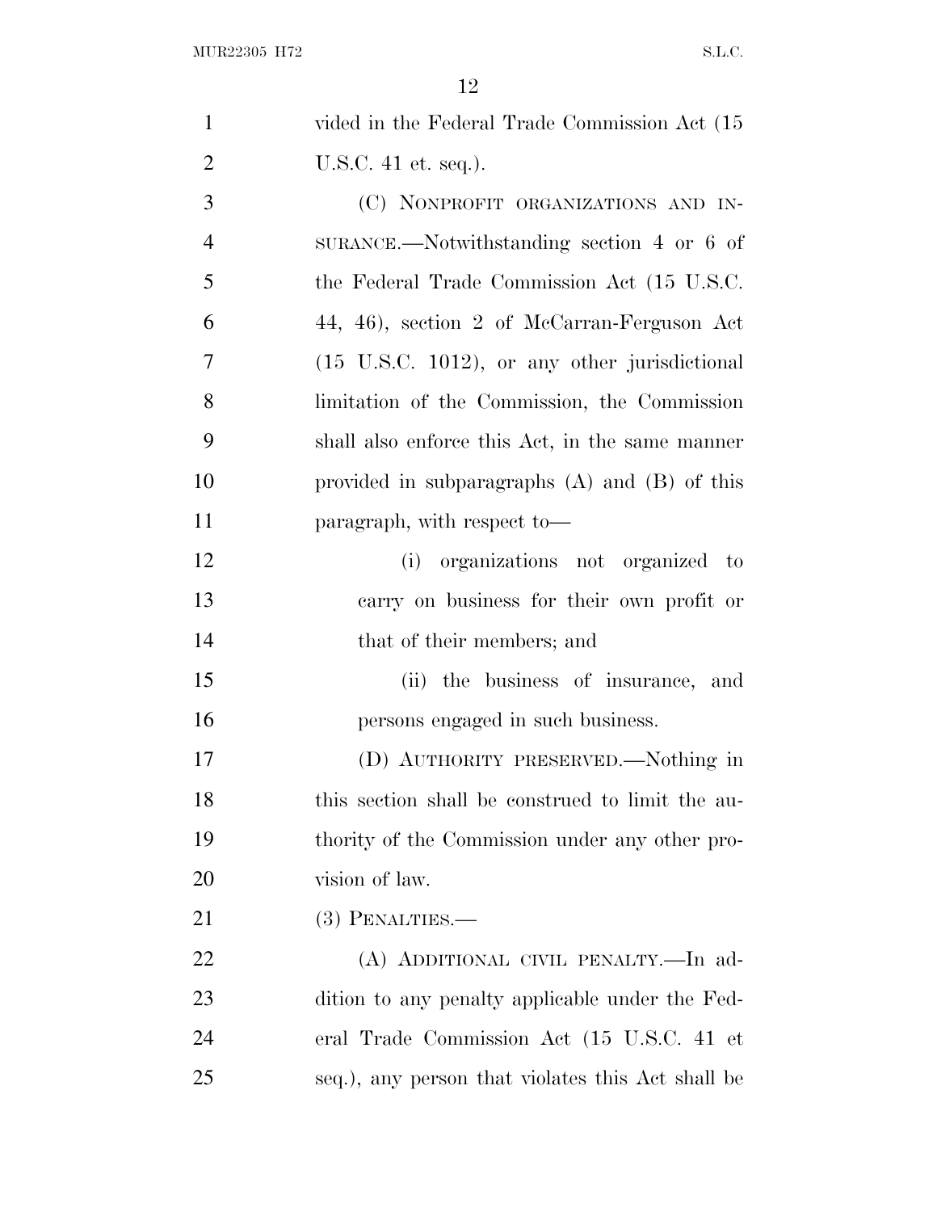vided in the Federal Trade Commission Act (15 U.S.C. 41 et. seq.).

(C) NONPROFIT ORGANIZATIONS AND INSURANCE.—Notwithstanding section 4 or 6 of the Federal Trade Commission Act (15 U.S.C. 44, 46), section 2 of McCarran-Ferguson Act (15 U.S.C. 1012), or any other jurisdictional limitation of the Commission, the Commission shall also enforce this Act, in the same manner provided in subparagraphs (A) and (B) of this paragraph, with respect to—

(i) organizations not organized to carry on business for their own profit or that of their members; and

(ii) the business of insurance, and persons engaged in such business.

(D) AUTHORITY PRESERVED.—Nothing in this section shall be construed to limit the authority of the Commission under any other provision of law.

(3) PENALTIES.—

(A) ADDITIONAL CIVIL PENALTY.—In addition to any penalty applicable under the Federal Trade Commission Act (15 U.S.C. 41 et seq.), any person that violates this Act shall be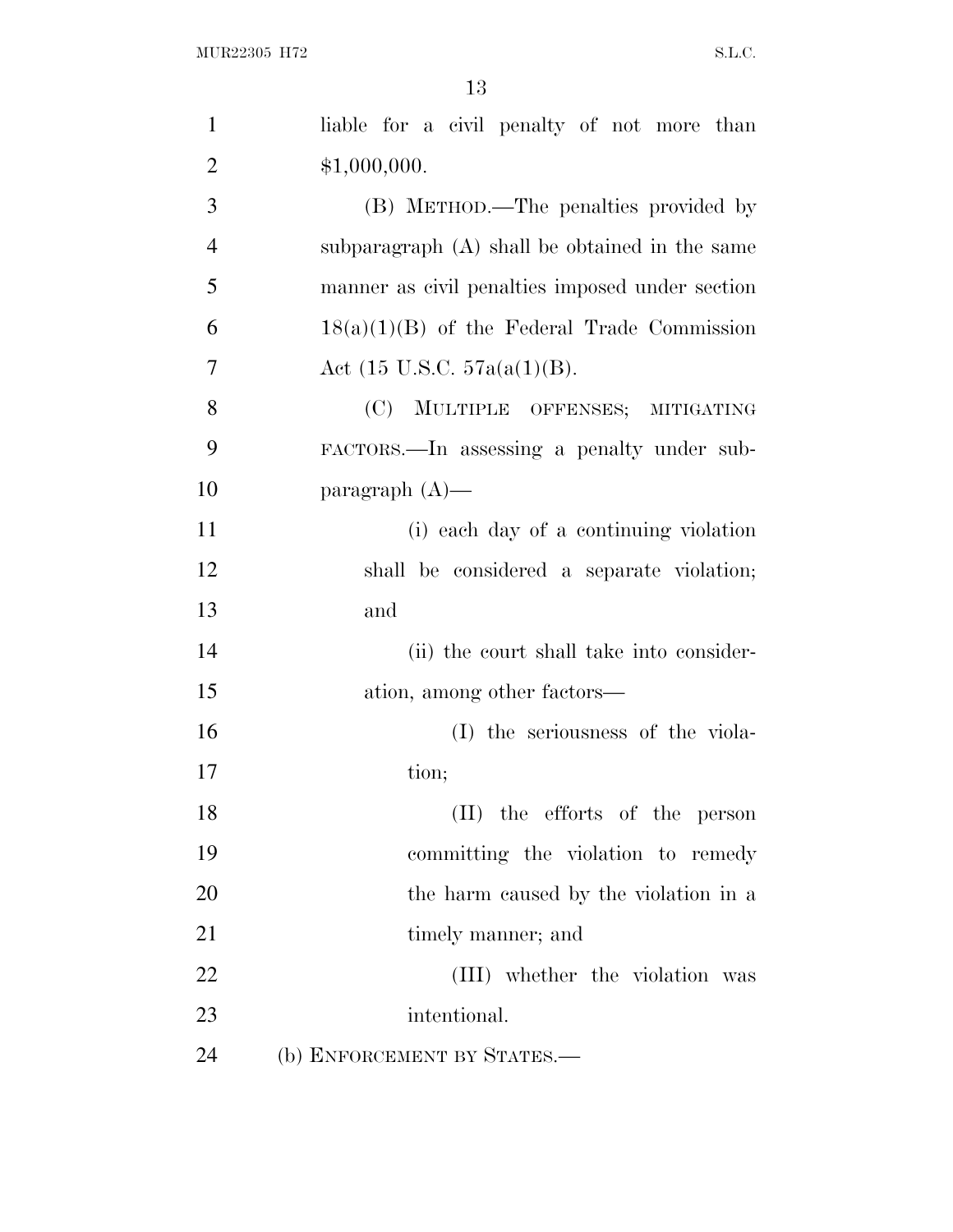liable for a civil penalty of not more than $1,000,000.

(B) METHOD.—The penalties provided by subparagraph (A) shall be obtained in the same manner as civil penalties imposed under section 18(a)(1)(B) of the Federal Trade Commission Act (15 U.S.C. 57a(a(1)(B).

(C) MULTIPLE OFFENSES; MITIGATING FACTORS.—In assessing a penalty under subparagraph (A)—

(i) each day of a continuing violation shall be considered a separate violation; and

(ii) the court shall take into consideration, among other factors—

(I) the seriousness of the violation;

(II) the efforts of the person committing the violation to remedy the harm caused by the violation in a timely manner; and

(III) whether the violation was intentional.

(b) ENFORCEMENT BY STATES.—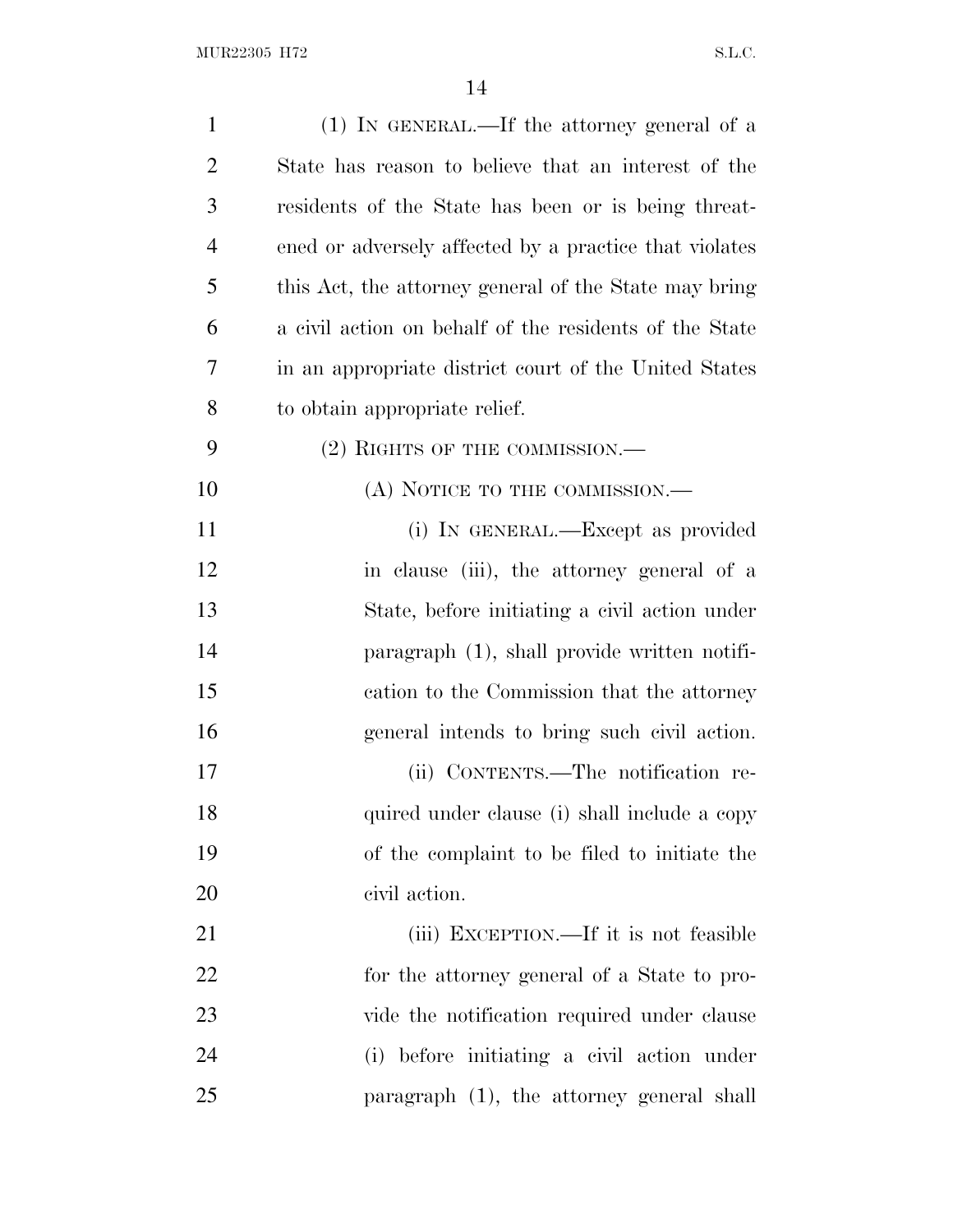(1) IN GENERAL.—If the attorney general of a State has reason to believe that an interest of the residents of the State has been or is being threatened or adversely affected by a practice that violates this Act, the attorney general of the State may bring a civil action on behalf of the residents of the State in an appropriate district court of the United States to obtain appropriate relief.

(2) RIGHTS OF THE COMMISSION.—

(A) NOTICE TO THE COMMISSION.—

(i) IN GENERAL.—Except as provided in clause (iii), the attorney general of a State, before initiating a civil action under paragraph (1), shall provide written notification to the Commission that the attorney general intends to bring such civil action.

(ii) CONTENTS.—The notification required under clause (i) shall include a copy of the complaint to be filed to initiate the civil action.

(iii) EXCEPTION.—If it is not feasible for the attorney general of a State to provide the notification required under clause (i) before initiating a civil action under paragraph (1), the attorney general shall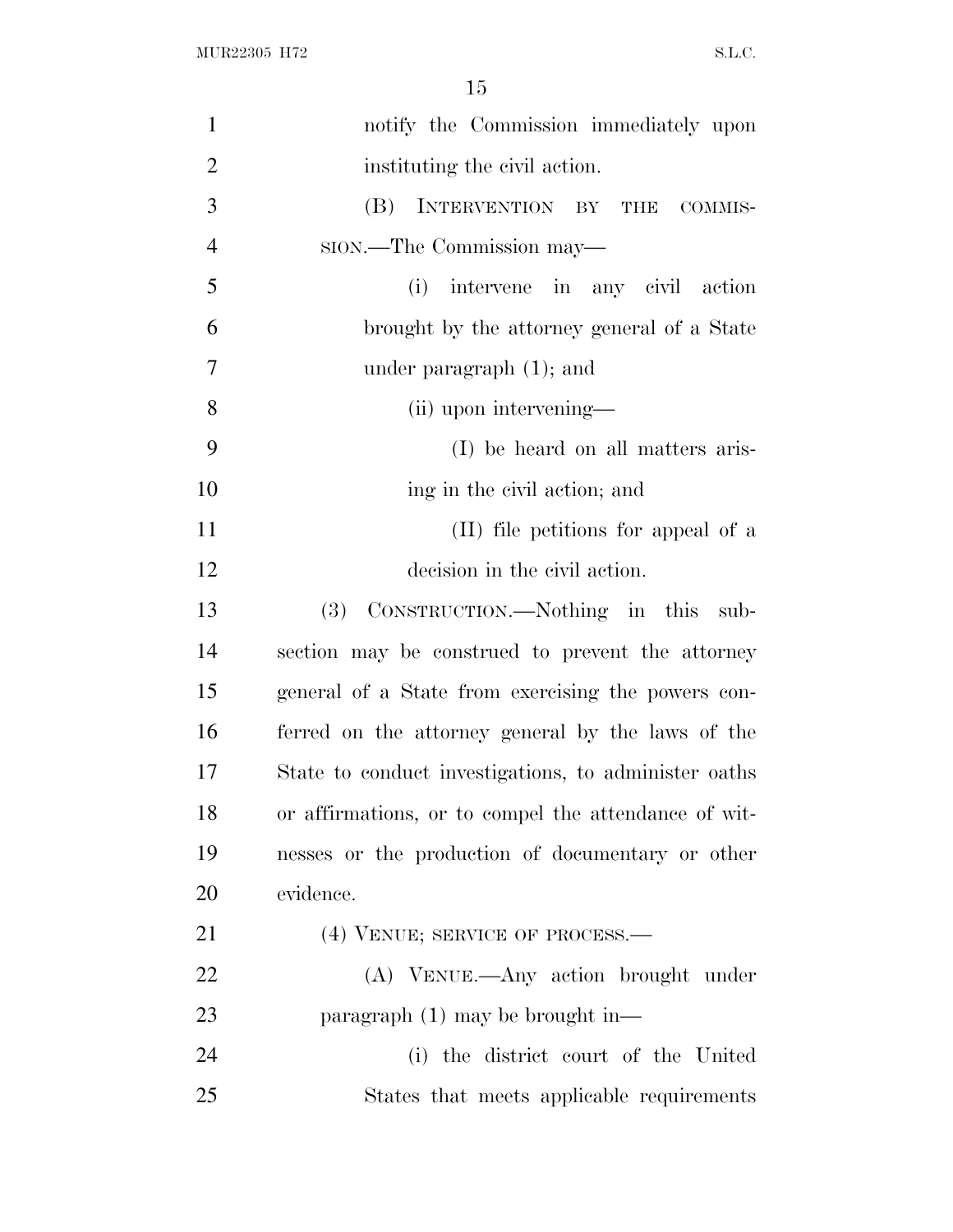notify the Commission immediately upon instituting the civil action.

(B) INTERVENTION BY THE COMMISSION.—The Commission may—

(i) intervene in any civil action brought by the attorney general of a State under paragraph (1); and

(ii) upon intervening—

(I) be heard on all matters arising in the civil action; and

(II) file petitions for appeal of a decision in the civil action.

(3) CONSTRUCTION.—Nothing in this subsection may be construed to prevent the attorney general of a State from exercising the powers conferred on the attorney general by the laws of the State to conduct investigations, to administer oaths or affirmations, or to compel the attendance of witnesses or the production of documentary or other evidence.

(4) VENUE; SERVICE OF PROCESS.—

(A) VENUE.—Any action brought under paragraph (1) may be brought in—

(i) the district court of the United States that meets applicable requirements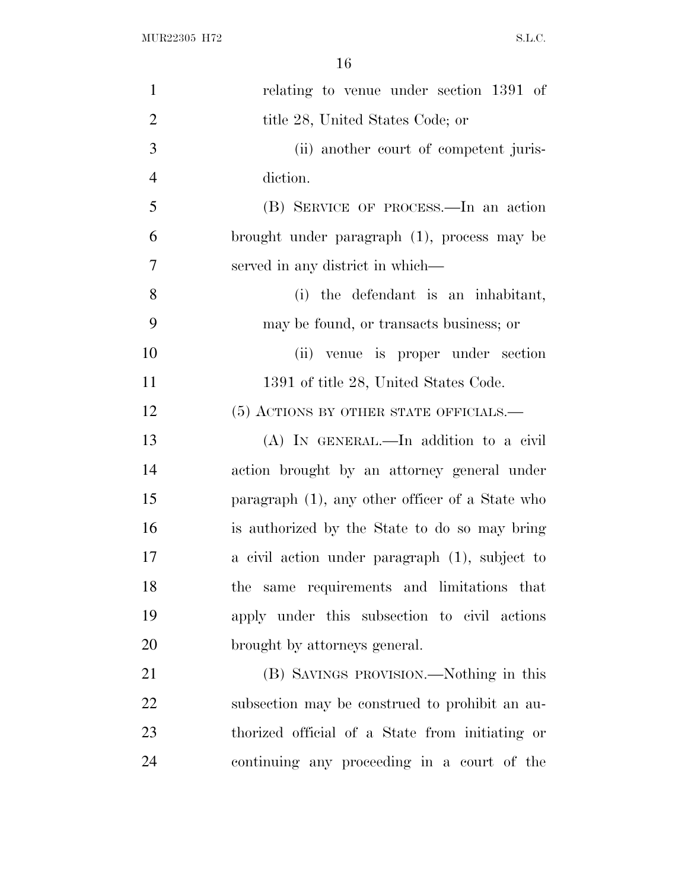relating to venue under section 1391 of title 28, United States Code; or

(ii) another court of competent jurisdiction.

(B) SERVICE OF PROCESS.—In an action brought under paragraph (1), process may be served in any district in which—

(i) the defendant is an inhabitant, may be found, or transacts business; or

(ii) venue is proper under section 1391 of title 28, United States Code.

(5) ACTIONS BY OTHER STATE OFFICIALS.—

(A) IN GENERAL.—In addition to a civil action brought by an attorney general under paragraph (1), any other officer of a State who is authorized by the State to do so may bring a civil action under paragraph (1), subject to the same requirements and limitations that apply under this subsection to civil actions brought by attorneys general.

(B) SAVINGS PROVISION.—Nothing in this subsection may be construed to prohibit an authorized official of a State from initiating or continuing any proceeding in a court of the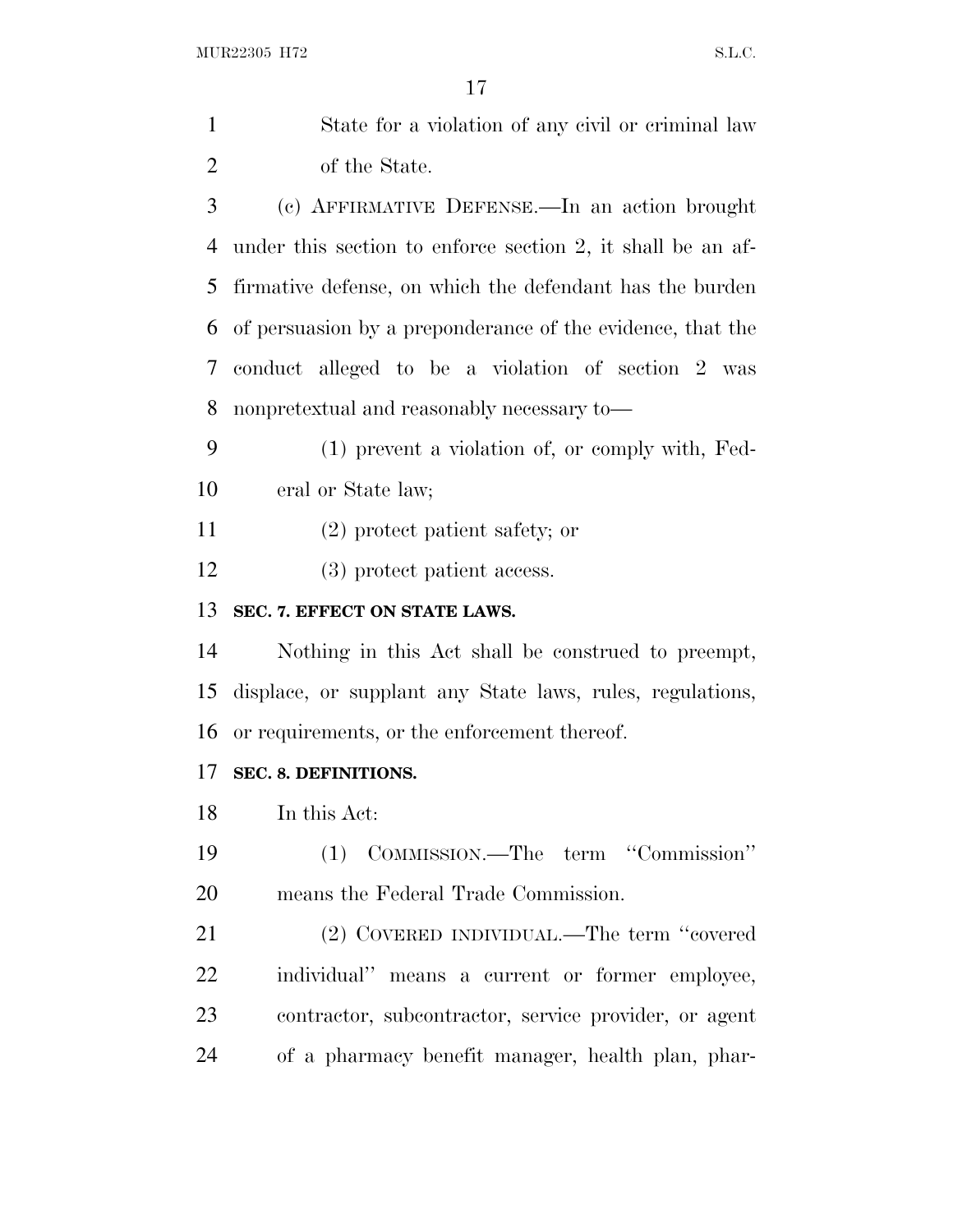State for a violation of any civil or criminal law of the State.

(c) AFFIRMATIVE DEFENSE.—In an action brought under this section to enforce section 2, it shall be an affirmative defense, on which the defendant has the burden of persuasion by a preponderance of the evidence, that the conduct alleged to be a violation of section 2 was nonpretextual and reasonably necessary to—

(1) prevent a violation of, or comply with, Federal or State law;

(2) protect patient safety; or

(3) protect patient access.

**SEC. 7. EFFECT ON STATE LAWS.**

Nothing in this Act shall be construed to preempt, displace, or supplant any State laws, rules, regulations, or requirements, or the enforcement thereof.

**SEC. 8. DEFINITIONS.**

In this Act:

(1) COMMISSION.—The term ''Commission'' means the Federal Trade Commission.

(2) COVERED INDIVIDUAL.—The term ''covered individual'' means a current or former employee, contractor, subcontractor, service provider, or agent of a pharmacy benefit manager, health plan, phar-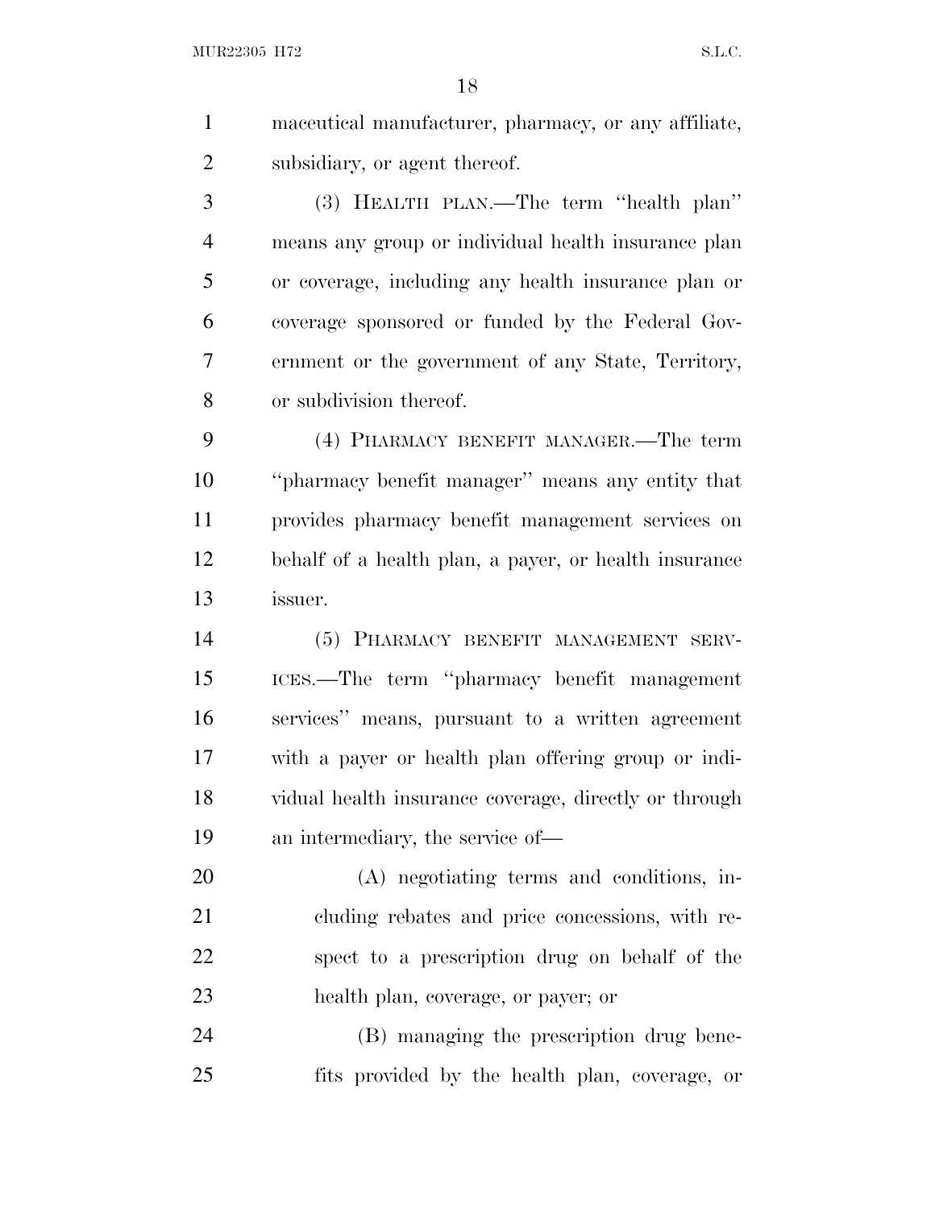maceutical manufacturer, pharmacy, or any affiliate, subsidiary, or agent thereof.

(3) HEALTH PLAN.—The term ''health plan'' means any group or individual health insurance plan or coverage, including any health insurance plan or coverage sponsored or funded by the Federal Government or the government of any State, Territory, or subdivision thereof.

(4) PHARMACY BENEFIT MANAGER.—The term ''pharmacy benefit manager'' means any entity that provides pharmacy benefit management services on behalf of a health plan, a payer, or health insurance issuer.

(5) PHARMACY BENEFIT MANAGEMENT SERVICES.—The term ''pharmacy benefit management services'' means, pursuant to a written agreement with a payer or health plan offering group or individual health insurance coverage, directly or through an intermediary, the service of—

(A) negotiating terms and conditions, including rebates and price concessions, with respect to a prescription drug on behalf of the health plan, coverage, or payer; or

(B) managing the prescription drug benefits provided by the health plan, coverage, or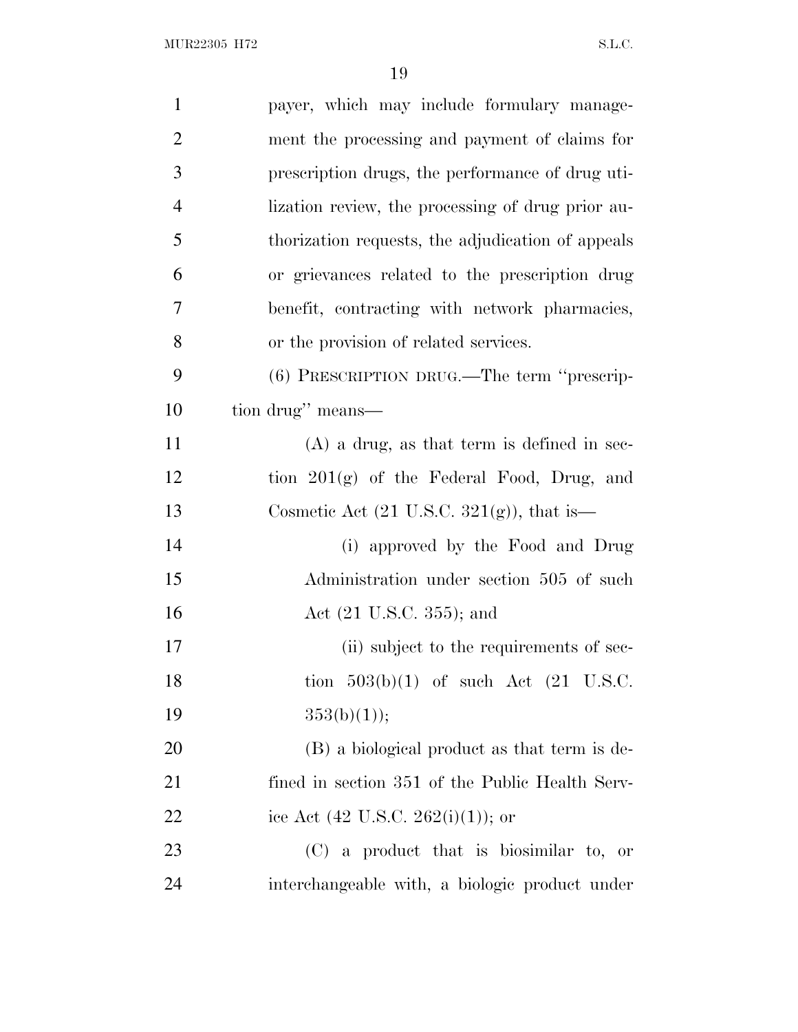payer, which may include formulary management the processing and payment of claims for prescription drugs, the performance of drug utilization review, the processing of drug prior authorization requests, the adjudication of appeals or grievances related to the prescription drug benefit, contracting with network pharmacies, or the provision of related services.

(6) PRESCRIPTION DRUG.—The term ''prescription drug'' means—

(A) a drug, as that term is defined in section 201(g) of the Federal Food, Drug, and Cosmetic Act (21 U.S.C. 321(g)), that is—

(i) approved by the Food and Drug Administration under section 505 of such Act (21 U.S.C. 355); and

(ii) subject to the requirements of section 503(b)(1) of such Act (21 U.S.C. 353(b)(1));

(B) a biological product as that term is defined in section 351 of the Public Health Service Act (42 U.S.C. 262(i)(1)); or

(C) a product that is biosimilar to, or interchangeable with, a biologic product under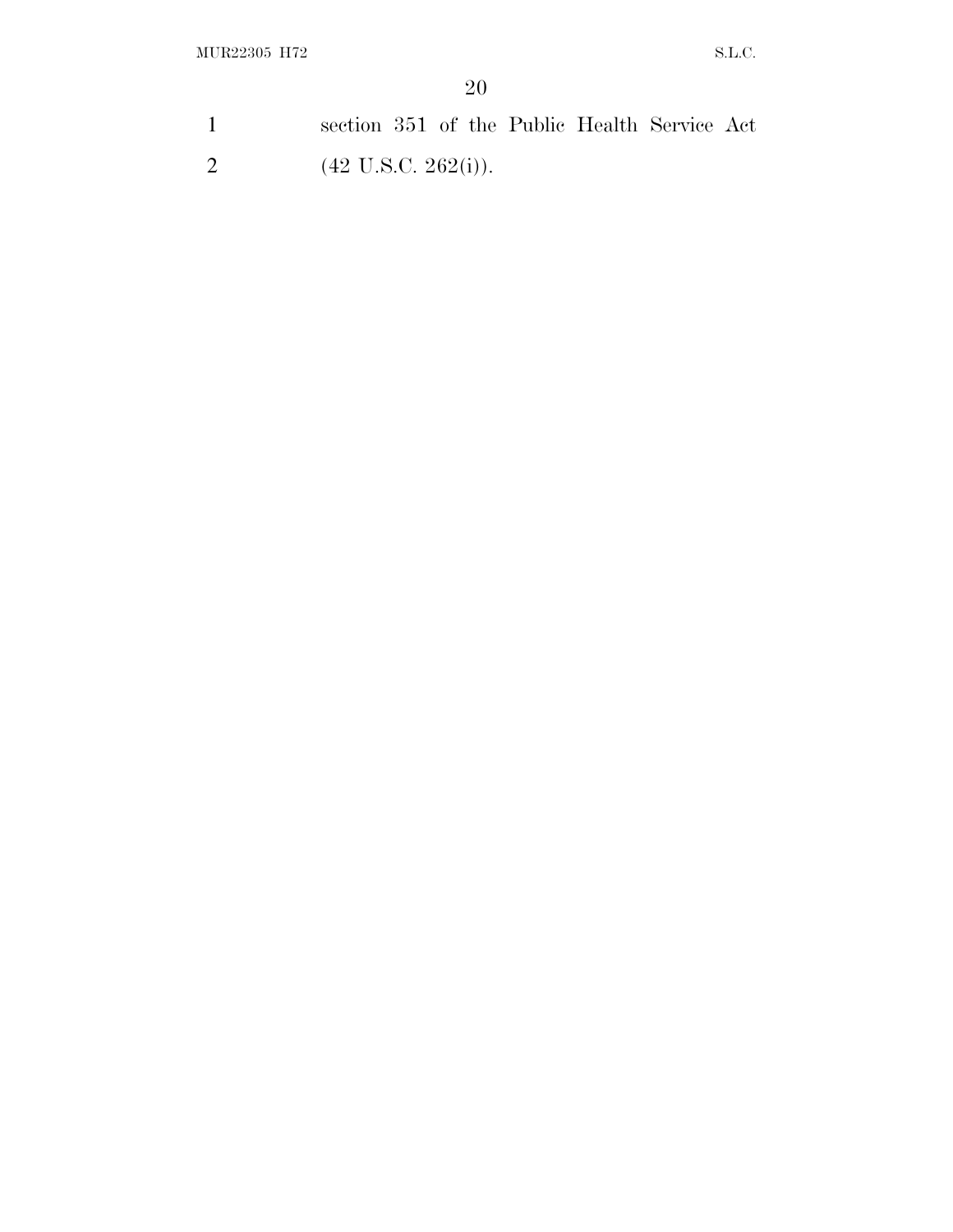section 351 of the Public Health Service Act (42 U.S.C. 262(i)).